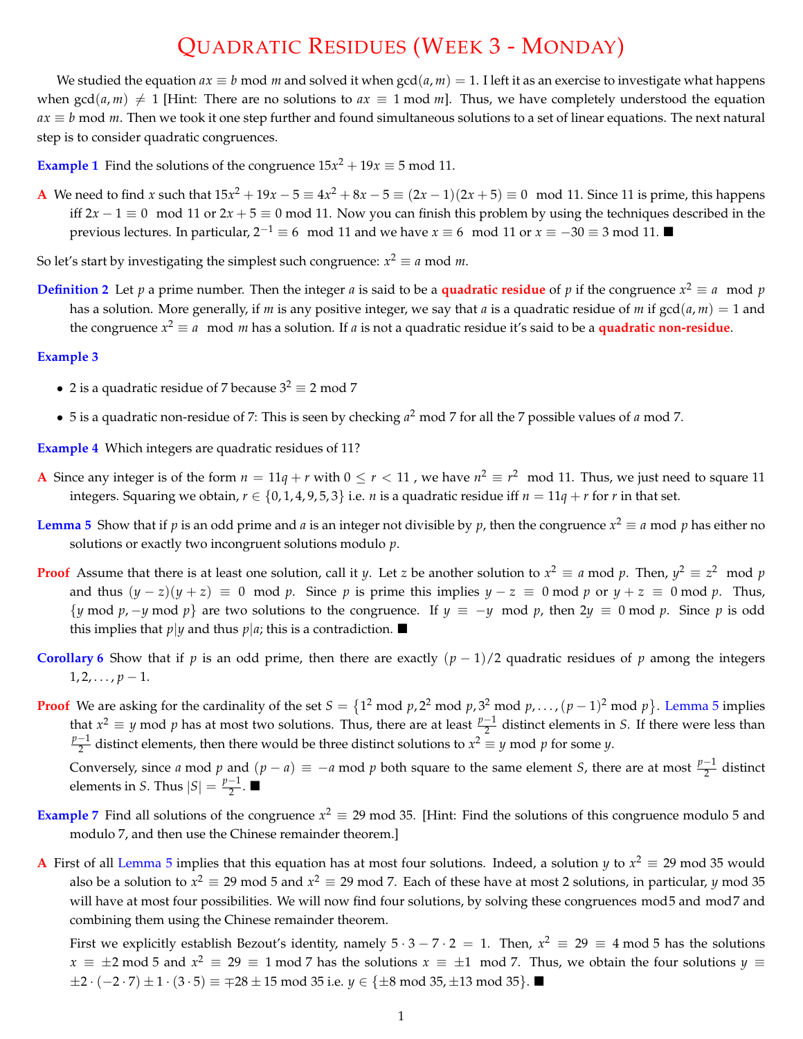# Quadratic Residues (Week 3 - Monday)

We studied the equation $ax \equiv b \bmod m$ and solved it when $\gcd(a, m) = 1$. I left it as an exercise to investigate what happens when $\gcd(a, m) \neq 1$ [Hint: There are no solutions to $ax \equiv 1 \bmod m$]. Thus, we have completely understood the equation $ax \equiv b \bmod m$. Then we took it one step further and found simultaneous solutions to a set of linear equations. The next natural step is to consider quadratic congruences.

**Example 1** Find the solutions of the congruence $15x^2 + 19x \equiv 5 \bmod 11$.

**A** We need to find $x$ such that $15x^2 + 19x - 5 \equiv 4x^2 + 8x - 5 \equiv (2x-1)(2x+5) \equiv 0 \mod 11$. Since 11 is prime, this happens iff $2x - 1 \equiv 0 \mod 11$ or $2x + 5 \equiv 0 \bmod 11$. Now you can finish this problem by using the techniques described in the previous lectures. In particular, $2^{-1} \equiv 6 \mod 11$ and we have $x \equiv 6 \mod 11$ or $x \equiv -30 \equiv 3 \bmod 11$. ■

So let's start by investigating the simplest such congruence: $x^2 \equiv a \bmod m$.

**Definition 2** Let $p$ a prime number. Then the integer $a$ is said to be a **quadratic residue** of $p$ if the congruence $x^2 \equiv a \mod p$ has a solution. More generally, if $m$ is any positive integer, we say that $a$ is a quadratic residue of $m$ if $\gcd(a, m) = 1$ and the congruence $x^2 \equiv a \mod m$ has a solution. If $a$ is not a quadratic residue it's said to be a **quadratic non-residue**.

**Example 3**

- 2 is a quadratic residue of 7 because $3^2 \equiv 2 \bmod 7$
- 5 is a quadratic non-residue of 7: This is seen by checking $a^2 \bmod 7$ for all the 7 possible values of $a \bmod 7$.

**Example 4** Which integers are quadratic residues of 11?

**A** Since any integer is of the form $n = 11q + r$ with $0 \leq r < 11$ , we have $n^2 \equiv r^2 \mod 11$. Thus, we just need to square 11 integers. Squaring we obtain, $r \in \{0, 1, 4, 9, 5, 3\}$ i.e. $n$ is a quadratic residue iff $n = 11q + r$ for $r$ in that set.

**Lemma 5** Show that if $p$ is an odd prime and $a$ is an integer not divisible by $p$, then the congruence $x^2 \equiv a \bmod p$ has either no solutions or exactly two incongruent solutions modulo $p$.

**Proof** Assume that there is at least one solution, call it $y$. Let $z$ be another solution to $x^2 \equiv a \bmod p$. Then, $y^2 \equiv z^2 \mod p$ and thus $(y - z)(y + z) \equiv 0 \mod p$. Since $p$ is prime this implies $y - z \equiv 0 \bmod p$ or $y + z \equiv 0 \bmod p$. Thus, $\{y \bmod p, -y \bmod p\}$ are two solutions to the congruence. If $y \equiv -y \mod p$, then $2y \equiv 0 \bmod p$. Since $p$ is odd this implies that $p | y$ and thus $p | a$; this is a contradiction. ■

**Corollary 6** Show that if $p$ is an odd prime, then there are exactly $(p-1)/2$ quadratic residues of $p$ among the integers $1, 2, \ldots, p-1$.

**Proof** We are asking for the cardinality of the set $S = \{1^2 \bmod p, 2^2 \bmod p, 3^2 \bmod p, \ldots, (p-1)^2 \bmod p\}$. Lemma 5 implies that $x^2 \equiv y \bmod p$ has at most two solutions. Thus, there are at least $\frac{p-1}{2}$ distinct elements in $S$. If there were less than $\frac{p-1}{2}$ distinct elements, then there would be three distinct solutions to $x^2 \equiv y \bmod p$ for some $y$.

Conversely, since $a \bmod p$ and $(p - a) \equiv -a \bmod p$ both square to the same element $S$, there are at most $\frac{p-1}{2}$ distinct elements in $S$. Thus $|S| = \frac{p-1}{2}$. ■

**Example 7** Find all solutions of the congruence $x^2 \equiv 29 \bmod 35$. [Hint: Find the solutions of this congruence modulo 5 and modulo 7, and then use the Chinese remainder theorem.]

**A** First of all Lemma 5 implies that this equation has at most four solutions. Indeed, a solution $y$ to $x^2 \equiv 29 \bmod 35$ would also be a solution to $x^2 \equiv 29 \bmod 5$ and $x^2 \equiv 29 \bmod 7$. Each of these have at most 2 solutions, in particular, $y \bmod 35$ will have at most four possibilities. We will now find four solutions, by solving these congruences mod5 and mod7 and combining them using the Chinese remainder theorem.

First we explicitly establish Bezout's identity, namely $5 \cdot 3 - 7 \cdot 2 = 1$. Then, $x^2 \equiv 29 \equiv 4 \bmod 5$ has the solutions $x \equiv \pm 2 \bmod 5$ and $x^2 \equiv 29 \equiv 1 \bmod 7$ has the solutions $x \equiv \pm 1 \mod 7$. Thus, we obtain the four solutions $y \equiv \pm 2 \cdot (-2 \cdot 7) \pm 1 \cdot (3 \cdot 5) \equiv \mp 28 \pm 15 \bmod 35$ i.e. $y \in \{\pm 8 \bmod 35, \pm 13 \bmod 35\}$. ■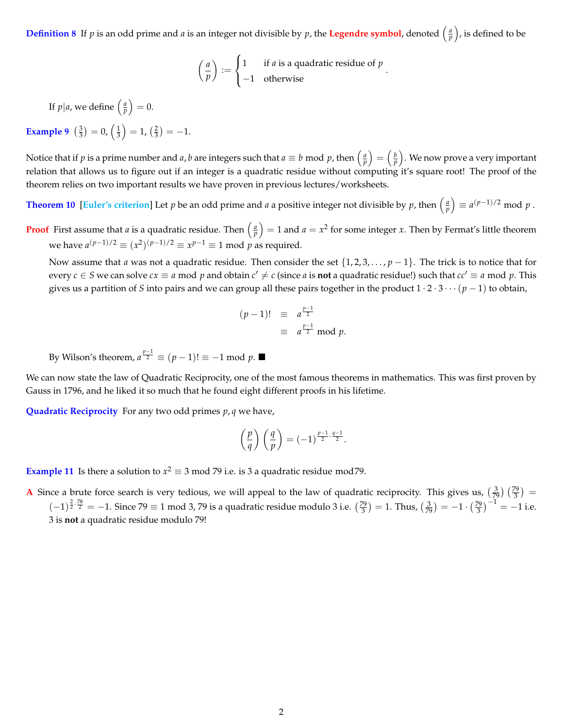**Definition 8** If $p$ is an odd prime and $a$ is an integer not divisible by $p$, the **Legendre symbol**, denoted $\left(\frac{a}{p}\right)$, is defined to be

$$\left(\frac{a}{p}\right) := \begin{cases} 1 & \text{if } a \text{ is a quadratic residue of } p \\ -1 & \text{otherwise} \end{cases}.$$

If $p|a$, we define $\left(\frac{a}{p}\right) = 0$.

**Example 9** $\left(\frac{3}{3}\right) = 0$, $\left(\frac{1}{3}\right) = 1$, $\left(\frac{2}{3}\right) = -1$.

Notice that if $p$ is a prime number and $a, b$ are integers such that $a \equiv b \bmod p$, then $\left(\frac{a}{p}\right) = \left(\frac{b}{p}\right)$. We now prove a very important relation that allows us to figure out if an integer is a quadratic residue without computing it's square root! The proof of the theorem relies on two important results we have proven in previous lectures/worksheets.

**Theorem 10** [**Euler's criterion**] Let $p$ be an odd prime and $a$ a positive integer not divisible by $p$, then $\left(\frac{a}{p}\right) \equiv a^{(p-1)/2} \bmod p$ .

**Proof** First assume that $a$ is a quadratic residue. Then $\left(\frac{a}{p}\right) = 1$ and $a = x^2$ for some integer $x$. Then by Fermat's little theorem we have $a^{(p-1)/2} \equiv (x^2)^{(p-1)/2} \equiv x^{p-1} \equiv 1 \bmod p$ as required.

Now assume that $a$ was not a quadratic residue. Then consider the set $\{1, 2, 3, \ldots, p-1\}$. The trick is to notice that for every $c \in S$ we can solve $cx \equiv a \bmod p$ and obtain $c' \neq c$ (since $a$ is **not** a quadratic residue!) such that $cc' \equiv a \bmod p$. This gives us a partition of $S$ into pairs and we can group all these pairs together in the product $1 \cdot 2 \cdot 3 \cdots (p-1)$ to obtain,

$$\begin{aligned} (p-1)! &\equiv a^{\frac{p-1}{2}} \\ &\equiv a^{\frac{p-1}{2}} \bmod p. \end{aligned}$$

By Wilson's theorem, $a^{\frac{p-1}{2}} \equiv (p-1)! \equiv -1 \bmod p$. ■

We can now state the law of Quadratic Reciprocity, one of the most famous theorems in mathematics. This was first proven by Gauss in 1796, and he liked it so much that he found eight different proofs in his lifetime.

**Quadratic Reciprocity** For any two odd primes $p, q$ we have,

$$\left(\frac{p}{q}\right)\left(\frac{q}{p}\right) = (-1)^{\frac{p-1}{2} \cdot \frac{q-1}{2}}.$$

**Example 11** Is there a solution to $x^2 \equiv 3 \bmod 79$ i.e. is 3 a quadratic residue mod79.

**A** Since a brute force search is very tedious, we will appeal to the law of quadratic reciprocity. This gives us, $\left(\frac{3}{79}\right)\left(\frac{79}{3}\right) = (-1)^{\frac{2}{2} \cdot \frac{78}{2}} = -1$. Since $79 \equiv 1 \bmod 3$, 79 is a quadratic residue modulo 3 i.e. $\left(\frac{79}{3}\right) = 1$. Thus, $\left(\frac{3}{79}\right) = -1 \cdot \left(\frac{79}{3}\right)^{-1} = -1$ i.e. 3 is **not** a quadratic residue modulo 79!